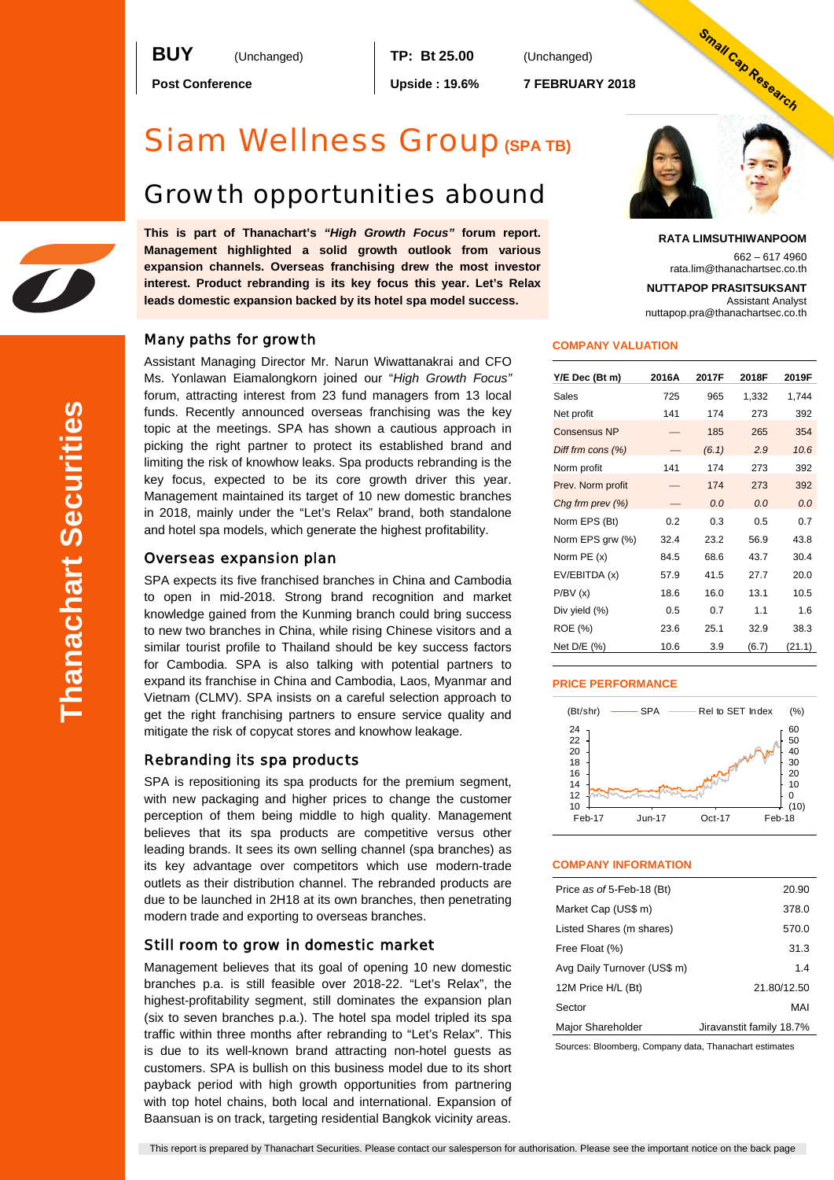**BUY** (Unchanged)

**Post Conference**

**TP: Bt 25.00** (Unchanged)

**Upside : 19.6%**

**7 FEBRUARY 2018**

Small Cap Research

# Siam Wellness Group (SPA TB)

## Growth opportunities abound

**This is part of Thanachart's *"High Growth Focus"* forum report. Management highlighted a solid growth outlook from various expansion channels. Overseas franchising drew the most investor interest. Product rebranding is its key focus this year. Let's Relax leads domestic expansion backed by its hotel spa model success.**

**RATA LIMSUTHIWANPOOM**
662 – 617 4960
rata.lim@thanachartsec.co.th

**NUTTAPOP PRASITSUKSANT**
Assistant Analyst
nuttapop.pra@thanachartsec.co.th

### Many paths for growth

Assistant Managing Director Mr. Narun Wiwattanakrai and CFO Ms. Yonlawan Eiamalongkorn joined our "*High Growth Focus"* forum, attracting interest from 23 fund managers from 13 local funds. Recently announced overseas franchising was the key topic at the meetings. SPA has shown a cautious approach in picking the right partner to protect its established brand and limiting the risk of knowhow leaks. Spa products rebranding is the key focus, expected to be its core growth driver this year. Management maintained its target of 10 new domestic branches in 2018, mainly under the "Let's Relax" brand, both standalone and hotel spa models, which generate the highest profitability.

### Overseas expansion plan

SPA expects its five franchised branches in China and Cambodia to open in mid-2018. Strong brand recognition and market knowledge gained from the Kunming branch could bring success to new two branches in China, while rising Chinese visitors and a similar tourist profile to Thailand should be key success factors for Cambodia. SPA is also talking with potential partners to expand its franchise in China and Cambodia, Laos, Myanmar and Vietnam (CLMV). SPA insists on a careful selection approach to get the right franchising partners to ensure service quality and mitigate the risk of copycat stores and knowhow leakage.

### Rebranding its spa products

SPA is repositioning its spa products for the premium segment, with new packaging and higher prices to change the customer perception of them being middle to high quality. Management believes that its spa products are competitive versus other leading brands. It sees its own selling channel (spa branches) as its key advantage over competitors which use modern-trade outlets as their distribution channel. The rebranded products are due to be launched in 2H18 at its own branches, then penetrating modern trade and exporting to overseas branches.

### Still room to grow in domestic market

Management believes that its goal of opening 10 new domestic branches p.a. is still feasible over 2018-22. "Let's Relax", the highest-profitability segment, still dominates the expansion plan (six to seven branches p.a.). The hotel spa model tripled its spa traffic within three months after rebranding to "Let's Relax". This is due to its well-known brand attracting non-hotel guests as customers. SPA is bullish on this business model due to its short payback period with high growth opportunities from partnering with top hotel chains, both local and international. Expansion of Baansuan is on track, targeting residential Bangkok vicinity areas.

#### COMPANY VALUATION

| Y/E Dec (Bt m) | 2016A | 2017F | 2018F | 2019F |
|---|---|---|---|---|
| Sales | 725 | 965 | 1,332 | 1,744 |
| Net profit | 141 | 174 | 273 | 392 |
| Consensus NP | — | 185 | 265 | 354 |
| *Diff frm cons (%)* | — | *(6.1)* | *2.9* | *10.6* |
| Norm profit | 141 | 174 | 273 | 392 |
| Prev. Norm profit | — | 174 | 273 | 392 |
| *Chg frm prev (%)* | — | *0.0* | *0.0* | *0.0* |
| Norm EPS (Bt) | 0.2 | 0.3 | 0.5 | 0.7 |
| Norm EPS grw (%) | 32.4 | 23.2 | 56.9 | 43.8 |
| Norm PE (x) | 84.5 | 68.6 | 43.7 | 30.4 |
| EV/EBITDA (x) | 57.9 | 41.5 | 27.7 | 20.0 |
| P/BV (x) | 18.6 | 16.0 | 13.1 | 10.5 |
| Div yield (%) | 0.5 | 0.7 | 1.1 | 1.6 |
| ROE (%) | 23.6 | 25.1 | 32.9 | 38.3 |
| Net D/E (%) | 10.6 | 3.9 | (6.7) | (21.1) |

#### PRICE PERFORMANCE

#### COMPANY INFORMATION

| | |
|---|---|
| Price *as of* 5-Feb-18 (Bt) | 20.90 |
| Market Cap (US$ m) | 378.0 |
| Listed Shares (m shares) | 570.0 |
| Free Float (%) | 31.3 |
| Avg Daily Turnover (US$ m) | 1.4 |
| 12M Price H/L (Bt) | 21.80/12.50 |
| Sector | MAI |
| Major Shareholder | Jiravanstit family 18.7% |

Sources: Bloomberg, Company data, Thanachart estimates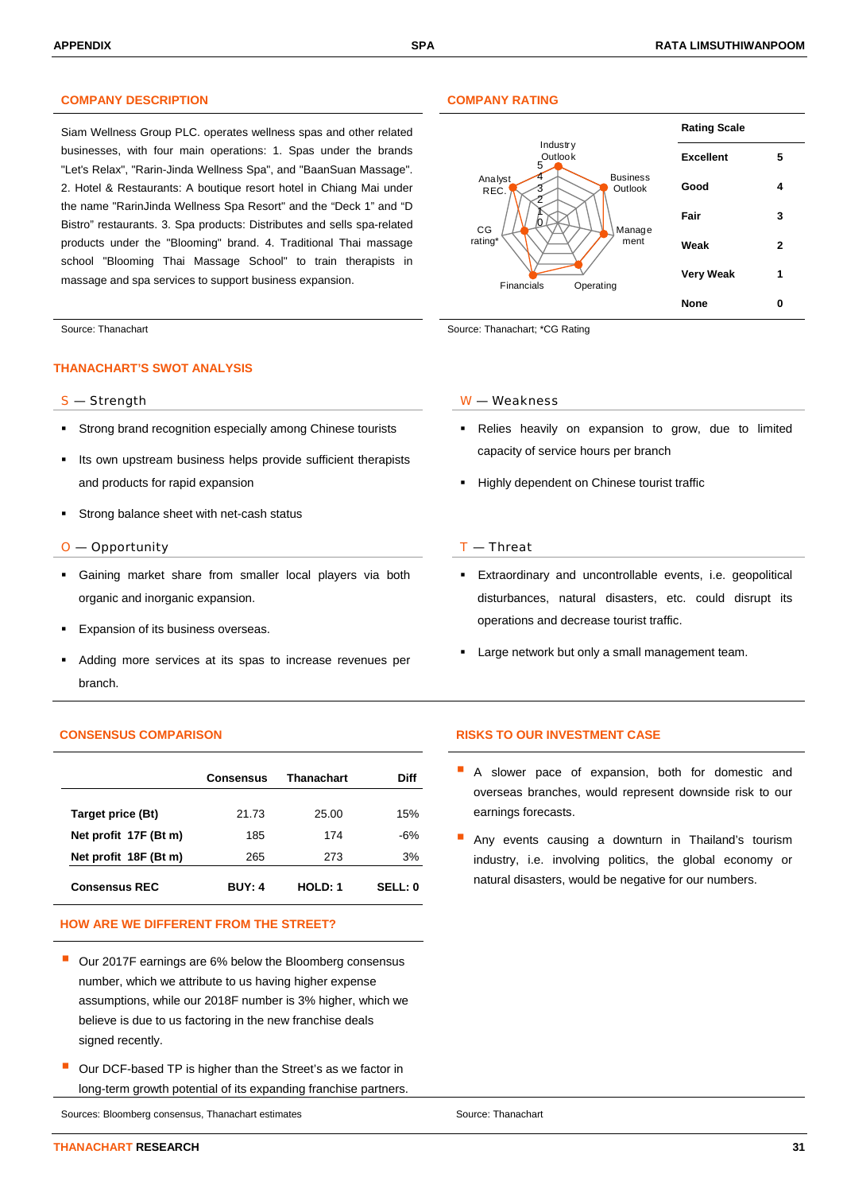## COMPANY DESCRIPTION

Siam Wellness Group PLC. operates wellness spas and other related businesses, with four main operations: 1. Spas under the brands "Let's Relax", "Rarin-Jinda Wellness Spa", and "BaanSuan Massage". 2. Hotel & Restaurants: A boutique resort hotel in Chiang Mai under the name "RarinJinda Wellness Spa Resort" and the "Deck 1" and "D Bistro" restaurants. 3. Spa products: Distributes and sells spa-related products under the "Blooming" brand. 4. Traditional Thai massage school "Blooming Thai Massage School" to train therapists in massage and spa services to support business expansion.

Source: Thanachart

## COMPANY RATING

Industry Outlook, Business Outlook, Management, Operating, Financials, CG rating*, Analyst REC.

| Rating Scale | |
|---|---|
| Excellent | 5 |
| Good | 4 |
| Fair | 3 |
| Weak | 2 |
| Very Weak | 1 |
| None | 0 |

Source: Thanachart; *CG Rating

## THANACHART'S SWOT ANALYSIS

### S — Strength

- Strong brand recognition especially among Chinese tourists
- Its own upstream business helps provide sufficient therapists and products for rapid expansion
- Strong balance sheet with net-cash status

### W — Weakness

- Relies heavily on expansion to grow, due to limited capacity of service hours per branch
- Highly dependent on Chinese tourist traffic

### O — Opportunity

- Gaining market share from smaller local players via both organic and inorganic expansion.
- Expansion of its business overseas.
- Adding more services at its spas to increase revenues per branch.

### T — Threat

- Extraordinary and uncontrollable events, i.e. geopolitical disturbances, natural disasters, etc. could disrupt its operations and decrease tourist traffic.
- Large network but only a small management team.

## CONSENSUS COMPARISON

| | Consensus | Thanachart | Diff |
|---|---|---|---|
| Target price (Bt) | 21.73 | 25.00 | 15% |
| Net profit 17F (Bt m) | 185 | 174 | -6% |
| Net profit 18F (Bt m) | 265 | 273 | 3% |
| Consensus REC | BUY: 4 | HOLD: 1 | SELL: 0 |

## HOW ARE WE DIFFERENT FROM THE STREET?

- Our 2017F earnings are 6% below the Bloomberg consensus number, which we attribute to us having higher expense assumptions, while our 2018F number is 3% higher, which we believe is due to us factoring in the new franchise deals signed recently.
- Our DCF-based TP is higher than the Street's as we factor in long-term growth potential of its expanding franchise partners.

Sources: Bloomberg consensus, Thanachart estimates

## RISKS TO OUR INVESTMENT CASE

- A slower pace of expansion, both for domestic and overseas branches, would represent downside risk to our earnings forecasts.
- Any events causing a downturn in Thailand's tourism industry, i.e. involving politics, the global economy or natural disasters, would be negative for our numbers.

Source: Thanachart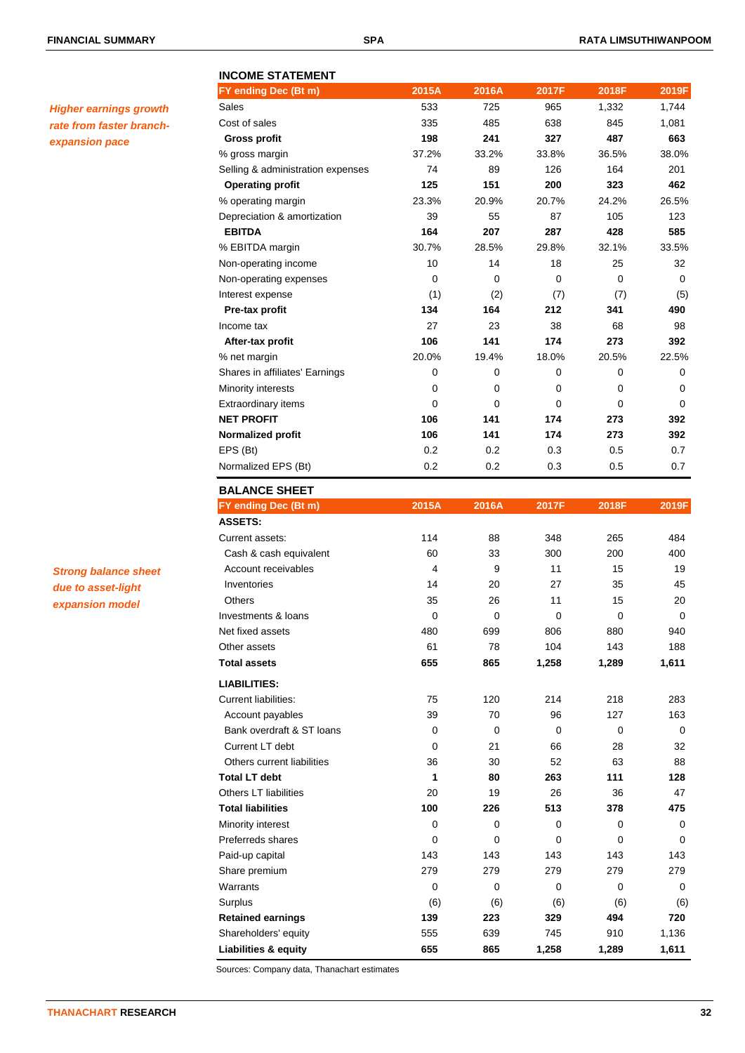*Higher earnings growth rate from faster branch-expansion pace*

## INCOME STATEMENT

| FY ending Dec (Bt m) | 2015A | 2016A | 2017F | 2018F | 2019F |
|---|---|---|---|---|---|
| Sales | 533 | 725 | 965 | 1,332 | 1,744 |
| Cost of sales | 335 | 485 | 638 | 845 | 1,081 |
| **Gross profit** | **198** | **241** | **327** | **487** | **663** |
| % gross margin | 37.2% | 33.2% | 33.8% | 36.5% | 38.0% |
| Selling & administration expenses | 74 | 89 | 126 | 164 | 201 |
| **Operating profit** | **125** | **151** | **200** | **323** | **462** |
| % operating margin | 23.3% | 20.9% | 20.7% | 24.2% | 26.5% |
| Depreciation & amortization | 39 | 55 | 87 | 105 | 123 |
| **EBITDA** | **164** | **207** | **287** | **428** | **585** |
| % EBITDA margin | 30.7% | 28.5% | 29.8% | 32.1% | 33.5% |
| Non-operating income | 10 | 14 | 18 | 25 | 32 |
| Non-operating expenses | 0 | 0 | 0 | 0 | 0 |
| Interest expense | (1) | (2) | (7) | (7) | (5) |
| **Pre-tax profit** | **134** | **164** | **212** | **341** | **490** |
| Income tax | 27 | 23 | 38 | 68 | 98 |
| **After-tax profit** | **106** | **141** | **174** | **273** | **392** |
| % net margin | 20.0% | 19.4% | 18.0% | 20.5% | 22.5% |
| Shares in affiliates' Earnings | 0 | 0 | 0 | 0 | 0 |
| Minority interests | 0 | 0 | 0 | 0 | 0 |
| Extraordinary items | 0 | 0 | 0 | 0 | 0 |
| **NET PROFIT** | **106** | **141** | **174** | **273** | **392** |
| **Normalized profit** | **106** | **141** | **174** | **273** | **392** |
| EPS (Bt) | 0.2 | 0.2 | 0.3 | 0.5 | 0.7 |
| Normalized EPS (Bt) | 0.2 | 0.2 | 0.3 | 0.5 | 0.7 |

*Strong balance sheet due to asset-light expansion model*

## BALANCE SHEET

| FY ending Dec (Bt m) | 2015A | 2016A | 2017F | 2018F | 2019F |
|---|---|---|---|---|---|
| **ASSETS:** | | | | | |
| Current assets: | 114 | 88 | 348 | 265 | 484 |
| Cash & cash equivalent | 60 | 33 | 300 | 200 | 400 |
| Account receivables | 4 | 9 | 11 | 15 | 19 |
| Inventories | 14 | 20 | 27 | 35 | 45 |
| Others | 35 | 26 | 11 | 15 | 20 |
| Investments & loans | 0 | 0 | 0 | 0 | 0 |
| Net fixed assets | 480 | 699 | 806 | 880 | 940 |
| Other assets | 61 | 78 | 104 | 143 | 188 |
| **Total assets** | **655** | **865** | **1,258** | **1,289** | **1,611** |
| **LIABILITIES:** | | | | | |
| Current liabilities: | 75 | 120 | 214 | 218 | 283 |
| Account payables | 39 | 70 | 96 | 127 | 163 |
| Bank overdraft & ST loans | 0 | 0 | 0 | 0 | 0 |
| Current LT debt | 0 | 21 | 66 | 28 | 32 |
| Others current liabilities | 36 | 30 | 52 | 63 | 88 |
| **Total LT debt** | **1** | **80** | **263** | **111** | **128** |
| Others LT liabilities | 20 | 19 | 26 | 36 | 47 |
| **Total liabilities** | **100** | **226** | **513** | **378** | **475** |
| Minority interest | 0 | 0 | 0 | 0 | 0 |
| Preferreds shares | 0 | 0 | 0 | 0 | 0 |
| Paid-up capital | 143 | 143 | 143 | 143 | 143 |
| Share premium | 279 | 279 | 279 | 279 | 279 |
| Warrants | 0 | 0 | 0 | 0 | 0 |
| Surplus | (6) | (6) | (6) | (6) | (6) |
| **Retained earnings** | **139** | **223** | **329** | **494** | **720** |
| Shareholders' equity | 555 | 639 | 745 | 910 | 1,136 |
| **Liabilities & equity** | **655** | **865** | **1,258** | **1,289** | **1,611** |

Sources: Company data, Thanachart estimates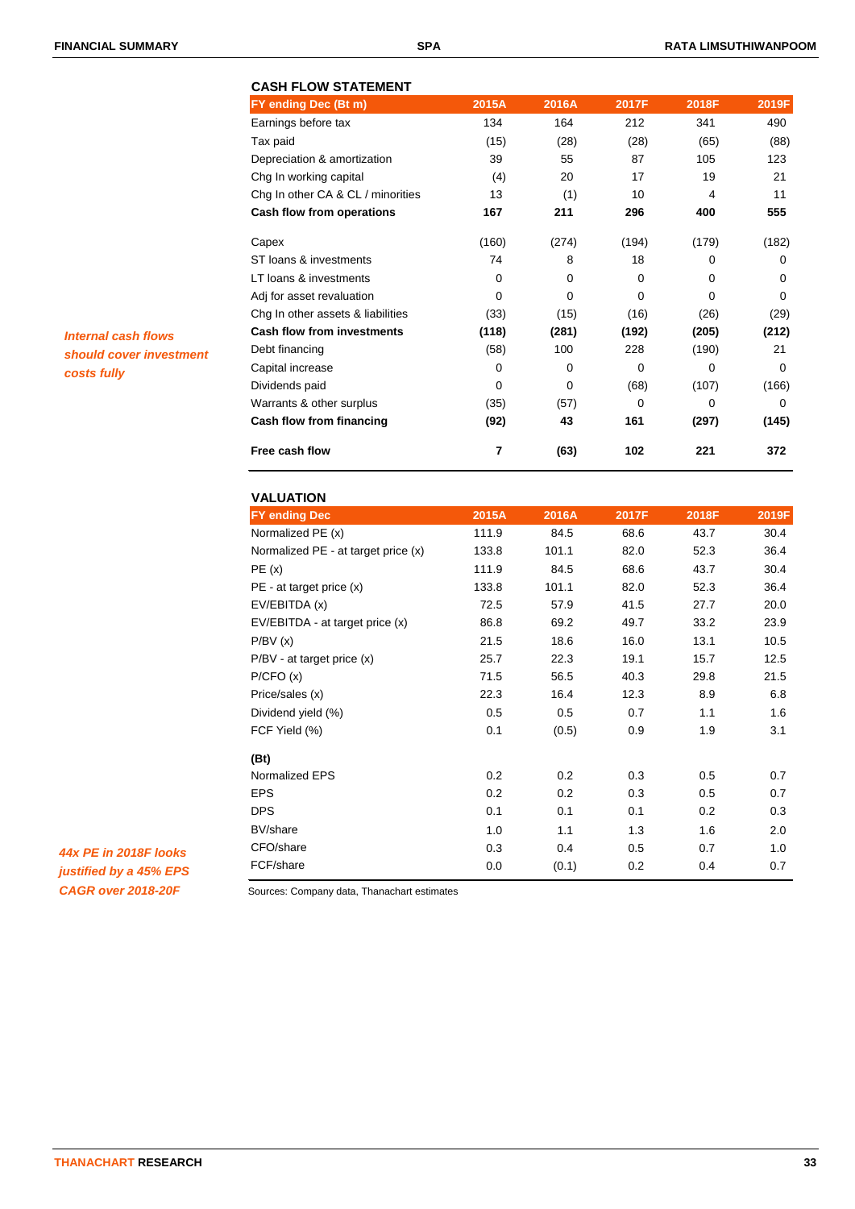*Internal cash flows should cover investment costs fully*

### CASH FLOW STATEMENT

| FY ending Dec (Bt m) | 2015A | 2016A | 2017F | 2018F | 2019F |
|---|---|---|---|---|---|
| Earnings before tax | 134 | 164 | 212 | 341 | 490 |
| Tax paid | (15) | (28) | (28) | (65) | (88) |
| Depreciation & amortization | 39 | 55 | 87 | 105 | 123 |
| Chg In working capital | (4) | 20 | 17 | 19 | 21 |
| Chg In other CA & CL / minorities | 13 | (1) | 10 | 4 | 11 |
| **Cash flow from operations** | **167** | **211** | **296** | **400** | **555** |
| Capex | (160) | (274) | (194) | (179) | (182) |
| ST loans & investments | 74 | 8 | 18 | 0 | 0 |
| LT loans & investments | 0 | 0 | 0 | 0 | 0 |
| Adj for asset revaluation | 0 | 0 | 0 | 0 | 0 |
| Chg In other assets & liabilities | (33) | (15) | (16) | (26) | (29) |
| **Cash flow from investments** | **(118)** | **(281)** | **(192)** | **(205)** | **(212)** |
| Debt financing | (58) | 100 | 228 | (190) | 21 |
| Capital increase | 0 | 0 | 0 | 0 | 0 |
| Dividends paid | 0 | 0 | (68) | (107) | (166) |
| Warrants & other surplus | (35) | (57) | 0 | 0 | 0 |
| **Cash flow from financing** | **(92)** | **43** | **161** | **(297)** | **(145)** |
| **Free cash flow** | **7** | **(63)** | **102** | **221** | **372** |

*44x PE in 2018F looks justified by a 45% EPS CAGR over 2018-20F*

### VALUATION

| FY ending Dec | 2015A | 2016A | 2017F | 2018F | 2019F |
|---|---|---|---|---|---|
| Normalized PE (x) | 111.9 | 84.5 | 68.6 | 43.7 | 30.4 |
| Normalized PE - at target price (x) | 133.8 | 101.1 | 82.0 | 52.3 | 36.4 |
| PE (x) | 111.9 | 84.5 | 68.6 | 43.7 | 30.4 |
| PE - at target price (x) | 133.8 | 101.1 | 82.0 | 52.3 | 36.4 |
| EV/EBITDA (x) | 72.5 | 57.9 | 41.5 | 27.7 | 20.0 |
| EV/EBITDA - at target price (x) | 86.8 | 69.2 | 49.7 | 33.2 | 23.9 |
| P/BV (x) | 21.5 | 18.6 | 16.0 | 13.1 | 10.5 |
| P/BV - at target price (x) | 25.7 | 22.3 | 19.1 | 15.7 | 12.5 |
| P/CFO (x) | 71.5 | 56.5 | 40.3 | 29.8 | 21.5 |
| Price/sales (x) | 22.3 | 16.4 | 12.3 | 8.9 | 6.8 |
| Dividend yield (%) | 0.5 | 0.5 | 0.7 | 1.1 | 1.6 |
| FCF Yield (%) | 0.1 | (0.5) | 0.9 | 1.9 | 3.1 |
| **(Bt)** | | | | | |
| Normalized EPS | 0.2 | 0.2 | 0.3 | 0.5 | 0.7 |
| EPS | 0.2 | 0.2 | 0.3 | 0.5 | 0.7 |
| DPS | 0.1 | 0.1 | 0.1 | 0.2 | 0.3 |
| BV/share | 1.0 | 1.1 | 1.3 | 1.6 | 2.0 |
| CFO/share | 0.3 | 0.4 | 0.5 | 0.7 | 1.0 |
| FCF/share | 0.0 | (0.1) | 0.2 | 0.4 | 0.7 |

Sources: Company data, Thanachart estimates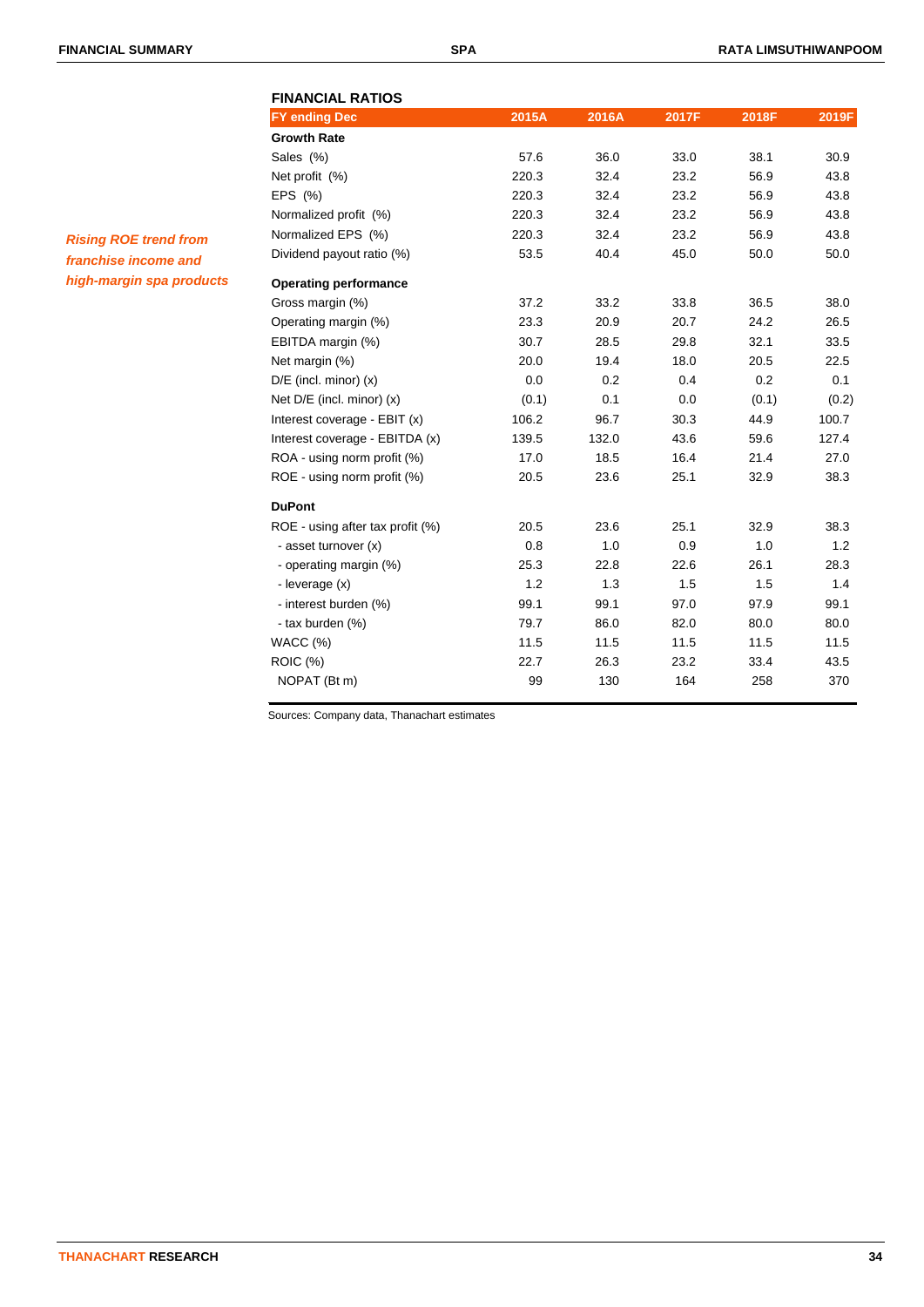*Rising ROE trend from franchise income and high-margin spa products*

## FINANCIAL RATIOS

| FY ending Dec | 2015A | 2016A | 2017F | 2018F | 2019F |
|---|---|---|---|---|---|
| **Growth Rate** | | | | | |
| Sales (%) | 57.6 | 36.0 | 33.0 | 38.1 | 30.9 |
| Net profit (%) | 220.3 | 32.4 | 23.2 | 56.9 | 43.8 |
| EPS (%) | 220.3 | 32.4 | 23.2 | 56.9 | 43.8 |
| Normalized profit (%) | 220.3 | 32.4 | 23.2 | 56.9 | 43.8 |
| Normalized EPS (%) | 220.3 | 32.4 | 23.2 | 56.9 | 43.8 |
| Dividend payout ratio (%) | 53.5 | 40.4 | 45.0 | 50.0 | 50.0 |
| **Operating performance** | | | | | |
| Gross margin (%) | 37.2 | 33.2 | 33.8 | 36.5 | 38.0 |
| Operating margin (%) | 23.3 | 20.9 | 20.7 | 24.2 | 26.5 |
| EBITDA margin (%) | 30.7 | 28.5 | 29.8 | 32.1 | 33.5 |
| Net margin (%) | 20.0 | 19.4 | 18.0 | 20.5 | 22.5 |
| D/E (incl. minor) (x) | 0.0 | 0.2 | 0.4 | 0.2 | 0.1 |
| Net D/E (incl. minor) (x) | (0.1) | 0.1 | 0.0 | (0.1) | (0.2) |
| Interest coverage - EBIT (x) | 106.2 | 96.7 | 30.3 | 44.9 | 100.7 |
| Interest coverage - EBITDA (x) | 139.5 | 132.0 | 43.6 | 59.6 | 127.4 |
| ROA - using norm profit (%) | 17.0 | 18.5 | 16.4 | 21.4 | 27.0 |
| ROE - using norm profit (%) | 20.5 | 23.6 | 25.1 | 32.9 | 38.3 |
| **DuPont** | | | | | |
| ROE - using after tax profit (%) | 20.5 | 23.6 | 25.1 | 32.9 | 38.3 |
| - asset turnover (x) | 0.8 | 1.0 | 0.9 | 1.0 | 1.2 |
| - operating margin (%) | 25.3 | 22.8 | 22.6 | 26.1 | 28.3 |
| - leverage (x) | 1.2 | 1.3 | 1.5 | 1.5 | 1.4 |
| - interest burden (%) | 99.1 | 99.1 | 97.0 | 97.9 | 99.1 |
| - tax burden (%) | 79.7 | 86.0 | 82.0 | 80.0 | 80.0 |
| WACC (%) | 11.5 | 11.5 | 11.5 | 11.5 | 11.5 |
| ROIC (%) | 22.7 | 26.3 | 23.2 | 33.4 | 43.5 |
| NOPAT (Bt m) | 99 | 130 | 164 | 258 | 370 |

Sources: Company data, Thanachart estimates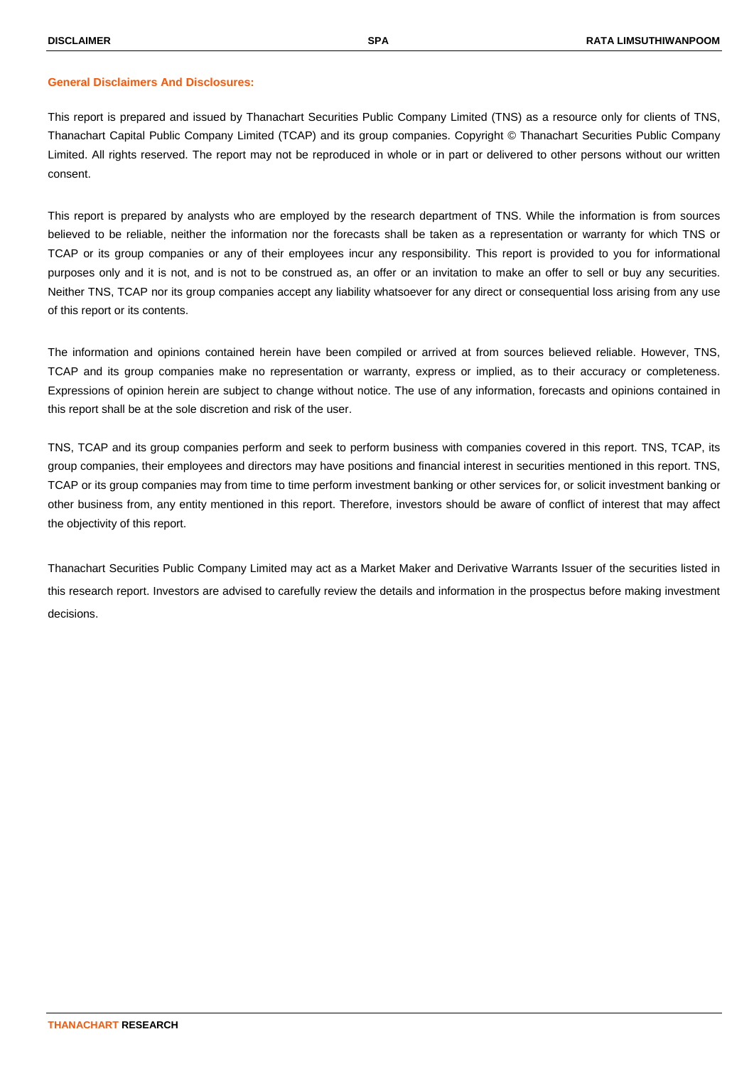**General Disclaimers And Disclosures:**

This report is prepared and issued by Thanachart Securities Public Company Limited (TNS) as a resource only for clients of TNS, Thanachart Capital Public Company Limited (TCAP) and its group companies. Copyright © Thanachart Securities Public Company Limited. All rights reserved. The report may not be reproduced in whole or in part or delivered to other persons without our written consent.

This report is prepared by analysts who are employed by the research department of TNS. While the information is from sources believed to be reliable, neither the information nor the forecasts shall be taken as a representation or warranty for which TNS or TCAP or its group companies or any of their employees incur any responsibility. This report is provided to you for informational purposes only and it is not, and is not to be construed as, an offer or an invitation to make an offer to sell or buy any securities. Neither TNS, TCAP nor its group companies accept any liability whatsoever for any direct or consequential loss arising from any use of this report or its contents.

The information and opinions contained herein have been compiled or arrived at from sources believed reliable. However, TNS, TCAP and its group companies make no representation or warranty, express or implied, as to their accuracy or completeness. Expressions of opinion herein are subject to change without notice. The use of any information, forecasts and opinions contained in this report shall be at the sole discretion and risk of the user.

TNS, TCAP and its group companies perform and seek to perform business with companies covered in this report. TNS, TCAP, its group companies, their employees and directors may have positions and financial interest in securities mentioned in this report. TNS, TCAP or its group companies may from time to time perform investment banking or other services for, or solicit investment banking or other business from, any entity mentioned in this report. Therefore, investors should be aware of conflict of interest that may affect the objectivity of this report.

Thanachart Securities Public Company Limited may act as a Market Maker and Derivative Warrants Issuer of the securities listed in this research report. Investors are advised to carefully review the details and information in the prospectus before making investment decisions.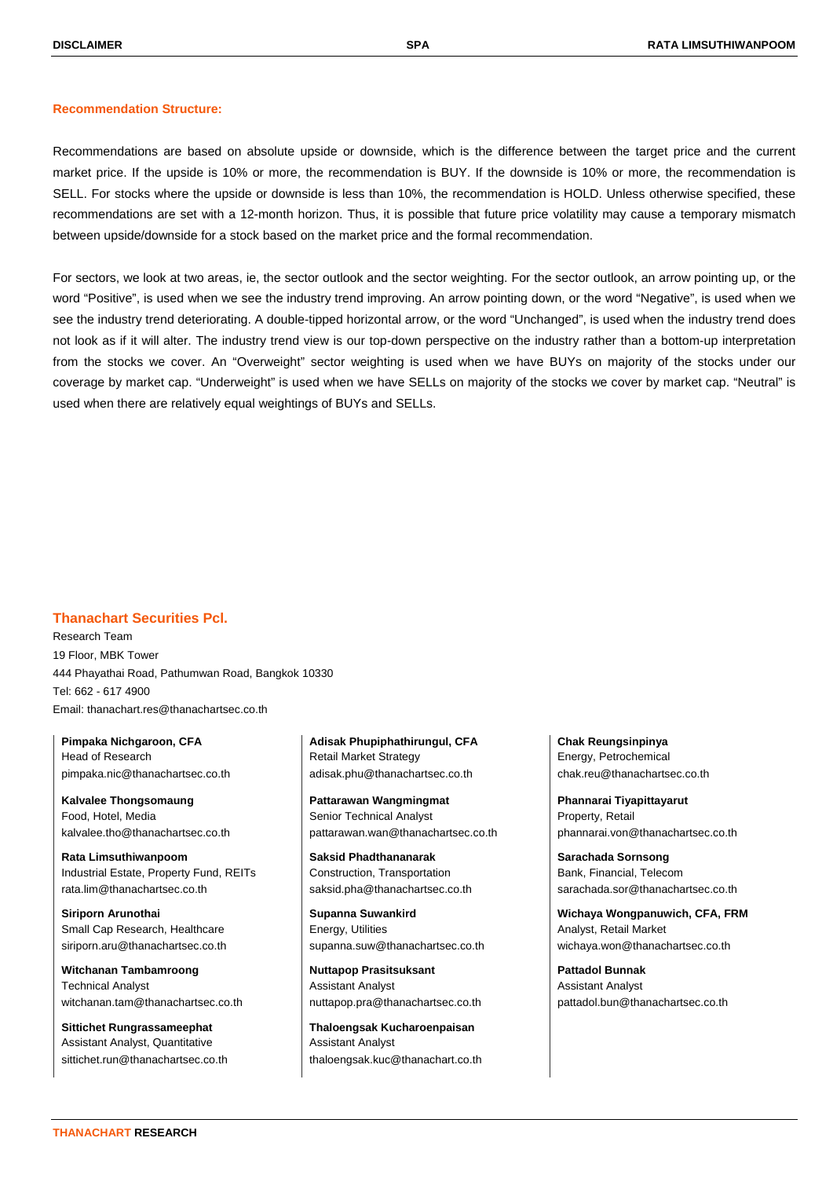**Recommendation Structure:**

Recommendations are based on absolute upside or downside, which is the difference between the target price and the current market price. If the upside is 10% or more, the recommendation is BUY. If the downside is 10% or more, the recommendation is SELL. For stocks where the upside or downside is less than 10%, the recommendation is HOLD. Unless otherwise specified, these recommendations are set with a 12-month horizon. Thus, it is possible that future price volatility may cause a temporary mismatch between upside/downside for a stock based on the market price and the formal recommendation.

For sectors, we look at two areas, ie, the sector outlook and the sector weighting. For the sector outlook, an arrow pointing up, or the word "Positive", is used when we see the industry trend improving. An arrow pointing down, or the word "Negative", is used when we see the industry trend deteriorating. A double-tipped horizontal arrow, or the word "Unchanged", is used when the industry trend does not look as if it will alter. The industry trend view is our top-down perspective on the industry rather than a bottom-up interpretation from the stocks we cover. An "Overweight" sector weighting is used when we have BUYs on majority of the stocks under our coverage by market cap. "Underweight" is used when we have SELLs on majority of the stocks we cover by market cap. "Neutral" is used when there are relatively equal weightings of BUYs and SELLs.

## Thanachart Securities Pcl.

Research Team
19 Floor, MBK Tower
444 Phayathai Road, Pathumwan Road, Bangkok 10330
Tel: 662 - 617 4900
Email: thanachart.res@thanachartsec.co.th

**Pimpaka Nichgaroon, CFA**
Head of Research
pimpaka.nic@thanachartsec.co.th

**Kalvalee Thongsomaung**
Food, Hotel, Media
kalvalee.tho@thanachartsec.co.th

**Rata Limsuthiwanpoom**
Industrial Estate, Property Fund, REITs
rata.lim@thanachartsec.co.th

**Siriporn Arunothai**
Small Cap Research, Healthcare
siriporn.aru@thanachartsec.co.th

**Witchanan Tambamroong**
Technical Analyst
witchanan.tam@thanachartsec.co.th

**Sitthichet Rungrassameephat**
Assistant Analyst, Quantitative
sitthichet.run@thanachartsec.co.th

**Adisak Phupiphathirungul, CFA**
Retail Market Strategy
adisak.phu@thanachartsec.co.th

**Pattarawan Wangmingmat**
Senior Technical Analyst
pattarawan.wan@thanachartsec.co.th

**Saksid Phadthananarak**
Construction, Transportation
saksid.pha@thanachartsec.co.th

**Supanna Suwankird**
Energy, Utilities
supanna.suw@thanachartsec.co.th

**Nuttapop Prasitsuksant**
Assistant Analyst
nuttapop.pra@thanachartsec.co.th

**Thaloengsak Kucharoenpaisan**
Assistant Analyst
thaloengsak.kuc@thanachart.co.th

**Chak Reungsinpinya**
Energy, Petrochemical
chak.reu@thanachartsec.co.th

**Phannarai Tiyapittayarut**
Property, Retail
phannarai.von@thanachartsec.co.th

**Sarachada Sornsong**
Bank, Financial, Telecom
sarachada.sor@thanachartsec.co.th

**Wichaya Wongpanuwich, CFA, FRM**
Analyst, Retail Market
wichaya.won@thanachartsec.co.th

**Pattadol Bunnak**
Assistant Analyst
pattadol.bun@thanachartsec.co.th